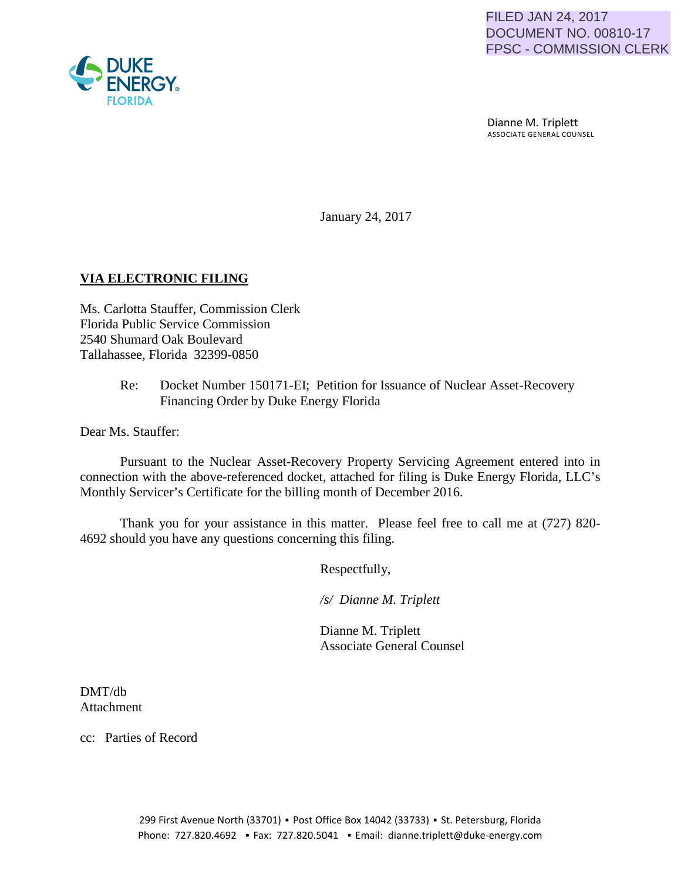FILED JAN 24, 2017
DOCUMENT NO. 00810-17
FPSC - COMMISSION CLERK

DUKE ENERGY
FLORIDA

Dianne M. Triplett
ASSOCIATE GENERAL COUNSEL

January 24, 2017

**VIA ELECTRONIC FILING**

Ms. Carlotta Stauffer, Commission Clerk
Florida Public Service Commission
2540 Shumard Oak Boulevard
Tallahassee, Florida 32399-0850

Re: Docket Number 150171-EI; Petition for Issuance of Nuclear Asset-Recovery Financing Order by Duke Energy Florida

Dear Ms. Stauffer:

Pursuant to the Nuclear Asset-Recovery Property Servicing Agreement entered into in connection with the above-referenced docket, attached for filing is Duke Energy Florida, LLC's Monthly Servicer's Certificate for the billing month of December 2016.

Thank you for your assistance in this matter. Please feel free to call me at (727) 820-4692 should you have any questions concerning this filing.

Respectfully,

*/s/ Dianne M. Triplett*

Dianne M. Triplett
Associate General Counsel

DMT/db
Attachment

cc: Parties of Record

299 First Avenue North (33701) ▪ Post Office Box 14042 (33733) ▪ St. Petersburg, Florida
Phone: 727.820.4692 ▪ Fax: 727.820.5041 ▪ Email: dianne.triplett@duke-energy.com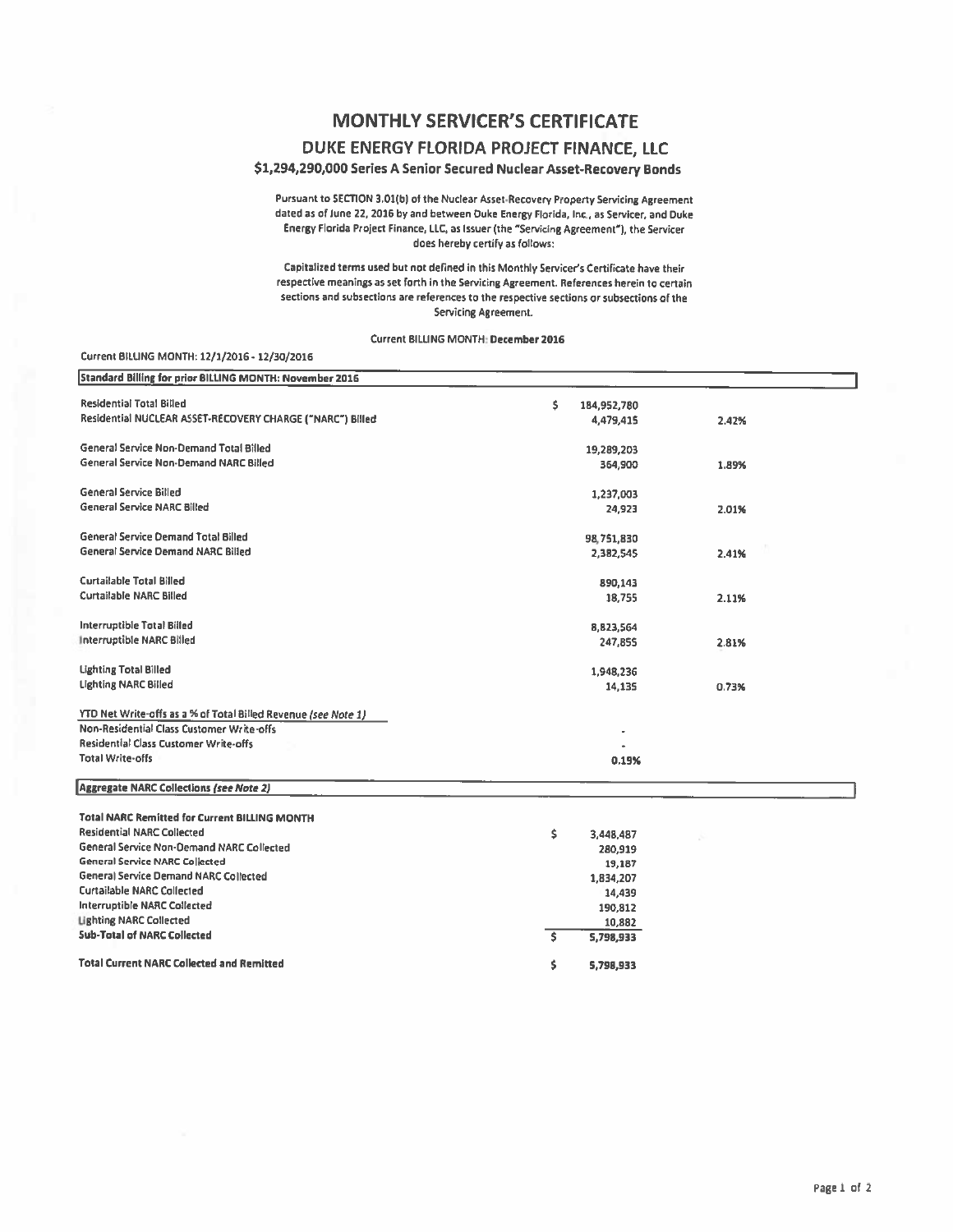# MONTHLY SERVICER'S CERTIFICATE

## DUKE ENERGY FLORIDA PROJECT FINANCE, LLC

### $1,294,290,000 Series A Senior Secured Nuclear Asset-Recovery Bonds

Pursuant to SECTION 3.01(b) of the Nuclear Asset-Recovery Property Servicing Agreement dated as of June 22, 2016 by and between Duke Energy Florida, Inc., as Servicer, and Duke Energy Florida Project Finance, LLC, as Issuer (the "Servicing Agreement"), the Servicer does hereby certify as follows:

Capitalized terms used but not defined in this Monthly Servicer's Certificate have their respective meanings as set forth in the Servicing Agreement. References herein to certain sections and subsections are references to the respective sections or subsections of the Servicing Agreement.

Current BILLING MONTH: **December 2016**

Current BILLING MONTH: 12/1/2016 - 12/30/2016

| Standard Billing for prior BILLING MONTH: November 2016 | | |
|---|---|---|
| Residential Total Billed | $ 184,952,780 | |
| Residential NUCLEAR ASSET-RECOVERY CHARGE ("NARC") Billed | 4,479,415 | 2.42% |
| General Service Non-Demand Total Billed | 19,289,203 | |
| General Service Non-Demand NARC Billed | 364,900 | 1.89% |
| General Service Billed | 1,237,003 | |
| General Service NARC Billed | 24,923 | 2.01% |
| General Service Demand Total Billed | 98,751,830 | |
| General Service Demand NARC Billed | 2,382,545 | 2.41% |
| Curtailable Total Billed | 890,143 | |
| Curtailable NARC Billed | 18,755 | 2.11% |
| Interruptible Total Billed | 8,823,564 | |
| Interruptible NARC Billed | 247,855 | 2.81% |
| Lighting Total Billed | 1,948,236 | |
| Lighting NARC Billed | 14,135 | 0.73% |
| YTD Net Write-offs as a % of Total Billed Revenue *(see Note 1)* | | |
| Non-Residential Class Customer Write-offs | - | |
| Residential Class Customer Write-offs | - | |
| Total Write-offs | 0.19% | |

| Aggregate NARC Collections *(see Note 2)* | |
|---|---|
| **Total NARC Remitted for Current BILLING MONTH** | |
| Residential NARC Collected | $ 3,448,487 |
| General Service Non-Demand NARC Collected | 280,919 |
| General Service NARC Collected | 19,187 |
| General Service Demand NARC Collected | 1,834,207 |
| Curtailable NARC Collected | 14,439 |
| Interruptible NARC Collected | 190,812 |
| Lighting NARC Collected | 10,882 |
| **Sub-Total of NARC Collected** | $ 5,798,933 |
| **Total Current NARC Collected and Remitted** | $ 5,798,933 |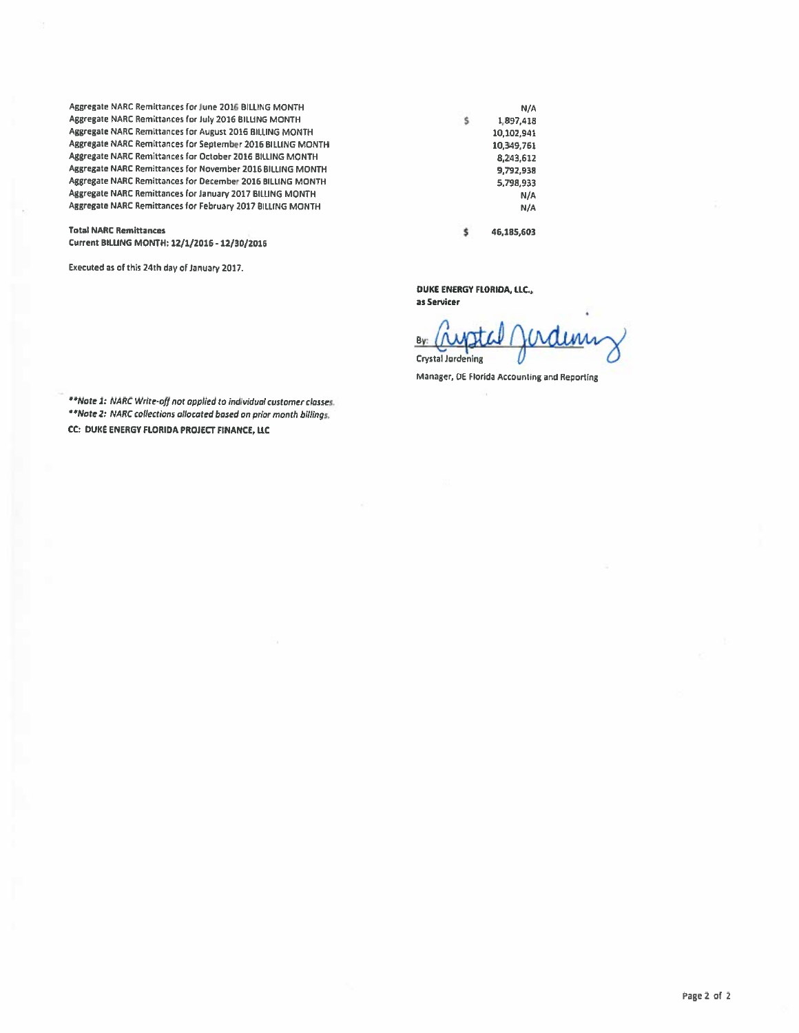| | | |
|---|---|---|
| Aggregate NARC Remittances for June 2016 BILLING MONTH | | N/A |
| Aggregate NARC Remittances for July 2016 BILLING MONTH | $ | 1,897,418 |
| Aggregate NARC Remittances for August 2016 BILLING MONTH | | 10,102,941 |
| Aggregate NARC Remittances for September 2016 BILLING MONTH | | 10,349,761 |
| Aggregate NARC Remittances for October 2016 BILLING MONTH | | 8,243,612 |
| Aggregate NARC Remittances for November 2016 BILLING MONTH | | 9,792,938 |
| Aggregate NARC Remittances for December 2016 BILLING MONTH | | 5,798,933 |
| Aggregate NARC Remittances for January 2017 BILLING MONTH | | N/A |
| Aggregate NARC Remittances for February 2017 BILLING MONTH | | N/A |
| **Total NARC Remittances** | $ | 46,185,603 |

**Current BILLING MONTH: 12/1/2016 - 12/30/2016**

Executed as of this 24th day of January 2017.

**DUKE ENERGY FLORIDA, LLC.,**
**as Servicer**

By: Crystal Jordening

Crystal Jordening

Manager, DE Florida Accounting and Reporting

*\*\*Note 1: NARC Write-off not applied to individual customer classes.*

*\*\*Note 2: NARC collections allocated based on prior month billings.*

CC: DUKE ENERGY FLORIDA PROJECT FINANCE, LLC